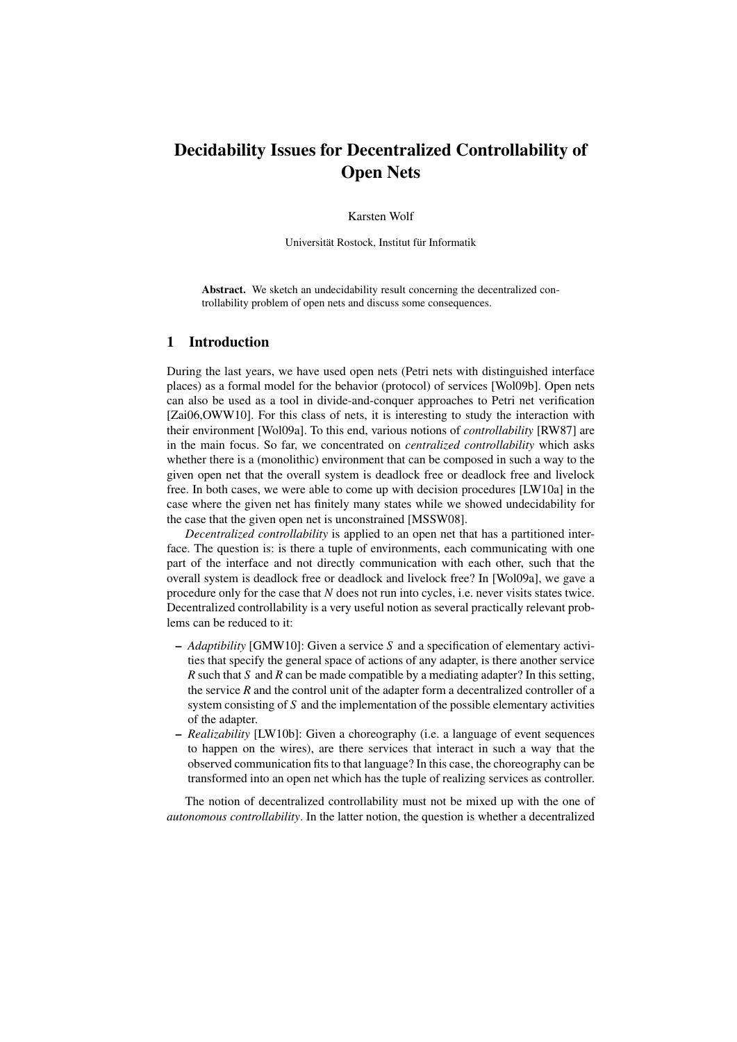# Decidability Issues for Decentralized Controllability of Open Nets

Karsten Wolf

Universität Rostock, Institut für Informatik

**Abstract.** We sketch an undecidability result concerning the decentralized controllability problem of open nets and discuss some consequences.

## 1 Introduction

During the last years, we have used open nets (Petri nets with distinguished interface places) as a formal model for the behavior (protocol) of services [Wol09b]. Open nets can also be used as a tool in divide-and-conquer approaches to Petri net verification [Zai06,OWW10]. For this class of nets, it is interesting to study the interaction with their environment [Wol09a]. To this end, various notions of *controllability* [RW87] are in the main focus. So far, we concentrated on *centralized controllability* which asks whether there is a (monolithic) environment that can be composed in such a way to the given open net that the overall system is deadlock free or deadlock free and livelock free. In both cases, we were able to come up with decision procedures [LW10a] in the case where the given net has finitely many states while we showed undecidability for the case that the given open net is unconstrained [MSSW08].

*Decentralized controllability* is applied to an open net that has a partitioned interface. The question is: is there a tuple of environments, each communicating with one part of the interface and not directly communication with each other, such that the overall system is deadlock free or deadlock and livelock free? In [Wol09a], we gave a procedure only for the case that *N* does not run into cycles, i.e. never visits states twice. Decentralized controllability is a very useful notion as several practically relevant problems can be reduced to it:

– *Adaptibility* [GMW10]: Given a service *S* and a specification of elementary activities that specify the general space of actions of any adapter, is there another service *R* such that *S* and *R* can be made compatible by a mediating adapter? In this setting, the service *R* and the control unit of the adapter form a decentralized controller of a system consisting of *S* and the implementation of the possible elementary activities of the adapter.

– *Realizability* [LW10b]: Given a choreography (i.e. a language of event sequences to happen on the wires), are there services that interact in such a way that the observed communication fits to that language? In this case, the choreography can be transformed into an open net which has the tuple of realizing services as controller.

The notion of decentralized controllability must not be mixed up with the one of *autonomous controllability*. In the latter notion, the question is whether a decentralized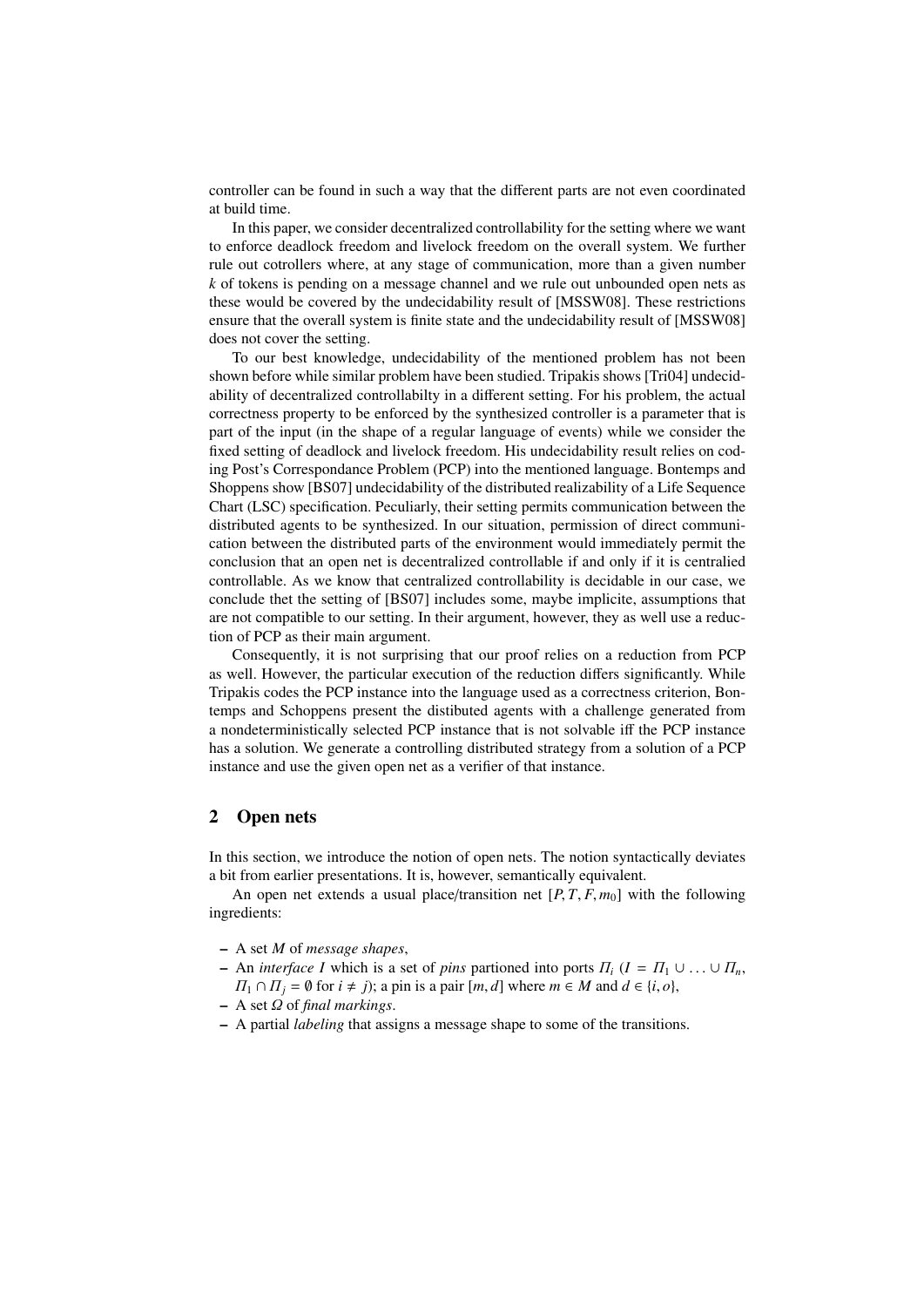controller can be found in such a way that the different parts are not even coordinated at build time.

In this paper, we consider decentralized controllability for the setting where we want to enforce deadlock freedom and livelock freedom on the overall system. We further rule out cotrollers where, at any stage of communication, more than a given number $k$ of tokens is pending on a message channel and we rule out unbounded open nets as these would be covered by the undecidability result of [MSSW08]. These restrictions ensure that the overall system is finite state and the undecidability result of [MSSW08] does not cover the setting.

To our best knowledge, undecidability of the mentioned problem has not been shown before while similar problem have been studied. Tripakis shows [Tri04] undecidability of decentralized controllabilty in a different setting. For his problem, the actual correctness property to be enforced by the synthesized controller is a parameter that is part of the input (in the shape of a regular language of events) while we consider the fixed setting of deadlock and livelock freedom. His undecidability result relies on coding Post's Correspondance Problem (PCP) into the mentioned language. Bontemps and Shoppens show [BS07] undecidability of the distributed realizability of a Life Sequence Chart (LSC) specification. Peculiarly, their setting permits communication between the distributed agents to be synthesized. In our situation, permission of direct communication between the distributed parts of the environment would immediately permit the conclusion that an open net is decentralized controllable if and only if it is centralied controllable. As we know that centralized controllability is decidable in our case, we conclude thet the setting of [BS07] includes some, maybe implicite, assumptions that are not compatible to our setting. In their argument, however, they as well use a reduction of PCP as their main argument.

Consequently, it is not surprising that our proof relies on a reduction from PCP as well. However, the particular execution of the reduction differs significantly. While Tripakis codes the PCP instance into the language used as a correctness criterion, Bontemps and Schoppens present the distibuted agents with a challenge generated from a nondeterministically selected PCP instance that is not solvable iff the PCP instance has a solution. We generate a controlling distributed strategy from a solution of a PCP instance and use the given open net as a verifier of that instance.

## 2 Open nets

In this section, we introduce the notion of open nets. The notion syntactically deviates a bit from earlier presentations. It is, however, semantically equivalent.

An open net extends a usual place/transition net $[P, T, F, m_0]$ with the following ingredients:

- A set $M$ of *message shapes*,
- An *interface* $I$ which is a set of *pins* partioned into ports $\Pi_i$ ($I = \Pi_1 \cup \ldots \cup \Pi_n$, $\Pi_1 \cap \Pi_j = \emptyset$ for $i \neq j$); a pin is a pair $[m, d]$ where $m \in M$ and $d \in \{i, o\}$,
- A set $\Omega$ of *final markings*.
- A partial *labeling* that assigns a message shape to some of the transitions.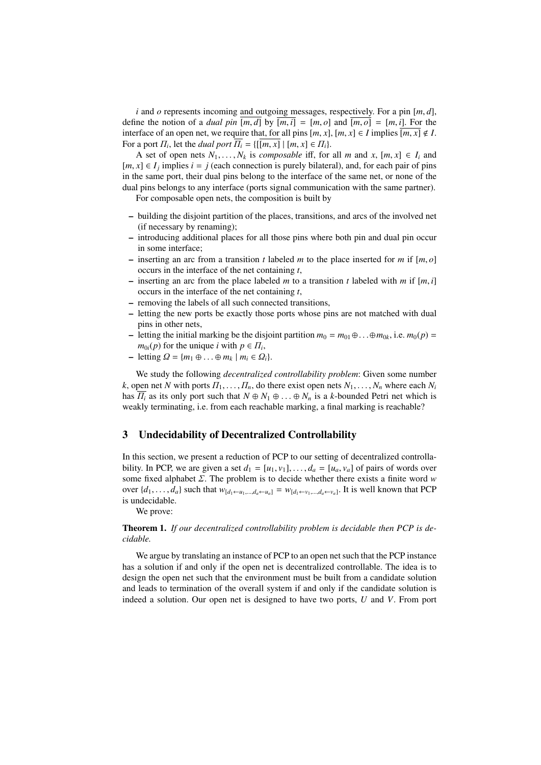$i$ and $o$ represents incoming and outgoing messages, respectively. For a pin $[m, d]$, define the notion of a *dual pin* $\overline{[m, d]}$ by $\overline{[m, i]} = [m, o]$ and $\overline{[m, o]} = [m, i]$. For the interface of an open net, we require that, for all pins $[m, x]$, $[m, x] \in I$ implies $\overline{[m, x]} \notin I$. For a port $\Pi_i$, let the *dual port* $\overline{\Pi_i} = \{\overline{[m, x]} \mid [m, x] \in \Pi_i\}$.

A set of open nets $N_1, \ldots, N_k$ is *composable* iff, for all $m$ and $x$, $[m, x] \in I_i$ and $[m, x] \in I_j$ implies $i = j$ (each connection is purely bilateral), and, for each pair of pins in the same port, their dual pins belong to the interface of the same net, or none of the dual pins belongs to any interface (ports signal communication with the same partner).

For composable open nets, the composition is built by

- building the disjoint partition of the places, transitions, and arcs of the involved net (if necessary by renaming);
- introducing additional places for all those pins where both pin and dual pin occur in some interface;
- inserting an arc from a transition $t$ labeled $m$ to the place inserted for $m$ if $[m, o]$ occurs in the interface of the net containing $t$,
- inserting an arc from the place labeled $m$ to a transition $t$ labeled with $m$ if $[m, i]$ occurs in the interface of the net containing $t$,
- removing the labels of all such connected transitions,
- letting the new ports be exactly those ports whose pins are not matched with dual pins in other nets,
- letting the initial marking be the disjoint partition $m_0 = m_{01} \oplus \ldots \oplus m_{0k}$, i.e. $m_0(p) = m_{0i}(p)$ for the unique $i$ with $p \in \Pi_i$,
- letting $\Omega = \{m_1 \oplus \ldots \oplus m_k \mid m_i \in \Omega_i\}$.

We study the following *decentralized controllability problem*: Given some number $k$, open net $N$ with ports $\Pi_1, \ldots, \Pi_n$, do there exist open nets $N_1, \ldots, N_n$ where each $N_i$ has $\overline{\Pi_i}$ as its only port such that $N \oplus N_1 \oplus \ldots \oplus N_n$ is a $k$-bounded Petri net which is weakly terminating, i.e. from each reachable marking, a final marking is reachable?

## 3 Undecidability of Decentralized Controllability

In this section, we present a reduction of PCP to our setting of decentralized controllability. In PCP, we are given a set $d_1 = [u_1, v_1], \ldots, d_a = [u_a, v_a]$ of pairs of words over some fixed alphabet $\Sigma$. The problem is to decide whether there exists a finite word $w$ over $\{d_1, \ldots, d_a\}$ such that $w_{[d_1 \leftarrow u_1, \ldots, d_a \leftarrow u_a]} = w_{[d_1 \leftarrow v_1, \ldots, d_a \leftarrow v_a]}$. It is well known that PCP is undecidable.

We prove:

**Theorem 1.** *If our decentralized controllability problem is decidable then PCP is decidable.*

We argue by translating an instance of PCP to an open net such that the PCP instance has a solution if and only if the open net is decentralized controllable. The idea is to design the open net such that the environment must be built from a candidate solution and leads to termination of the overall system if and only if the candidate solution is indeed a solution. Our open net is designed to have two ports, $U$ and $V$. From port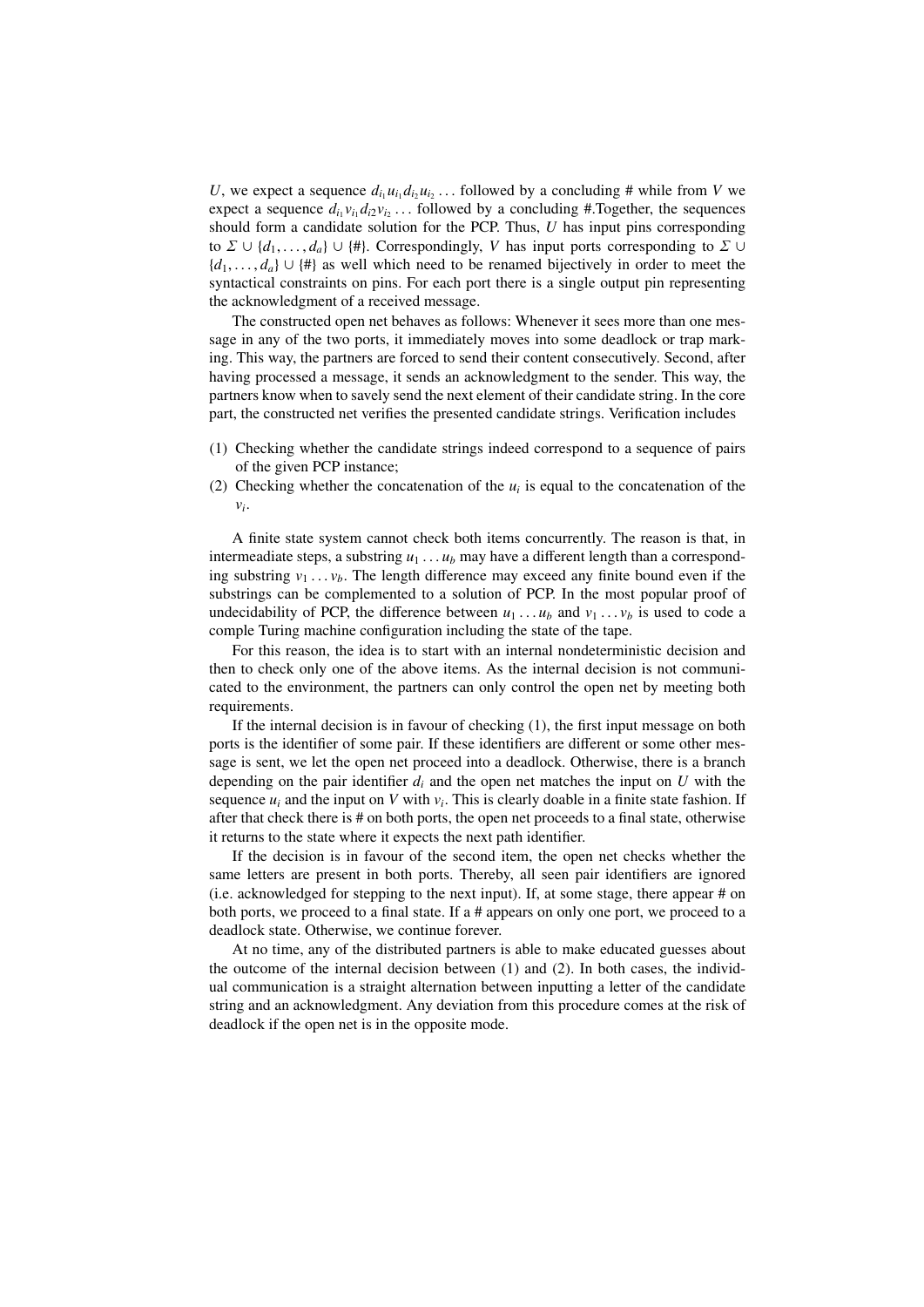$U$, we expect a sequence $d_{i_1} u_{i_1} d_{i_2} u_{i_2} \ldots$ followed by a concluding # while from $V$ we expect a sequence $d_{i_1} v_{i_1} d_{i2} v_{i_2} \ldots$ followed by a concluding #.Together, the sequences should form a candidate solution for the PCP. Thus, $U$ has input pins corresponding to $\Sigma \cup \{d_1, \ldots, d_a\} \cup \{\#\}$. Correspondingly, $V$ has input ports corresponding to $\Sigma \cup \{d_1, \ldots, d_a\} \cup \{\#\}$ as well which need to be renamed bijectively in order to meet the syntactical constraints on pins. For each port there is a single output pin representing the acknowledgment of a received message.

The constructed open net behaves as follows: Whenever it sees more than one message in any of the two ports, it immediately moves into some deadlock or trap marking. This way, the partners are forced to send their content consecutively. Second, after having processed a message, it sends an acknowledgment to the sender. This way, the partners know when to savely send the next element of their candidate string. In the core part, the constructed net verifies the presented candidate strings. Verification includes

(1) Checking whether the candidate strings indeed correspond to a sequence of pairs of the given PCP instance;
(2) Checking whether the concatenation of the $u_i$ is equal to the concatenation of the $v_i$.

A finite state system cannot check both items concurrently. The reason is that, in intermeadiate steps, a substring $u_1 \ldots u_b$ may have a different length than a corresponding substring $v_1 \ldots v_b$. The length difference may exceed any finite bound even if the substrings can be complemented to a solution of PCP. In the most popular proof of undecidability of PCP, the difference between $u_1 \ldots u_b$ and $v_1 \ldots v_b$ is used to code a comple Turing machine configuration including the state of the tape.

For this reason, the idea is to start with an internal nondeterministic decision and then to check only one of the above items. As the internal decision is not communicated to the environment, the partners can only control the open net by meeting both requirements.

If the internal decision is in favour of checking (1), the first input message on both ports is the identifier of some pair. If these identifiers are different or some other message is sent, we let the open net proceed into a deadlock. Otherwise, there is a branch depending on the pair identifier $d_i$ and the open net matches the input on $U$ with the sequence $u_i$ and the input on $V$ with $v_i$. This is clearly doable in a finite state fashion. If after that check there is # on both ports, the open net proceeds to a final state, otherwise it returns to the state where it expects the next path identifier.

If the decision is in favour of the second item, the open net checks whether the same letters are present in both ports. Thereby, all seen pair identifiers are ignored (i.e. acknowledged for stepping to the next input). If, at some stage, there appear # on both ports, we proceed to a final state. If a # appears on only one port, we proceed to a deadlock state. Otherwise, we continue forever.

At no time, any of the distributed partners is able to make educated guesses about the outcome of the internal decision between (1) and (2). In both cases, the individual communication is a straight alternation between inputting a letter of the candidate string and an acknowledgment. Any deviation from this procedure comes at the risk of deadlock if the open net is in the opposite mode.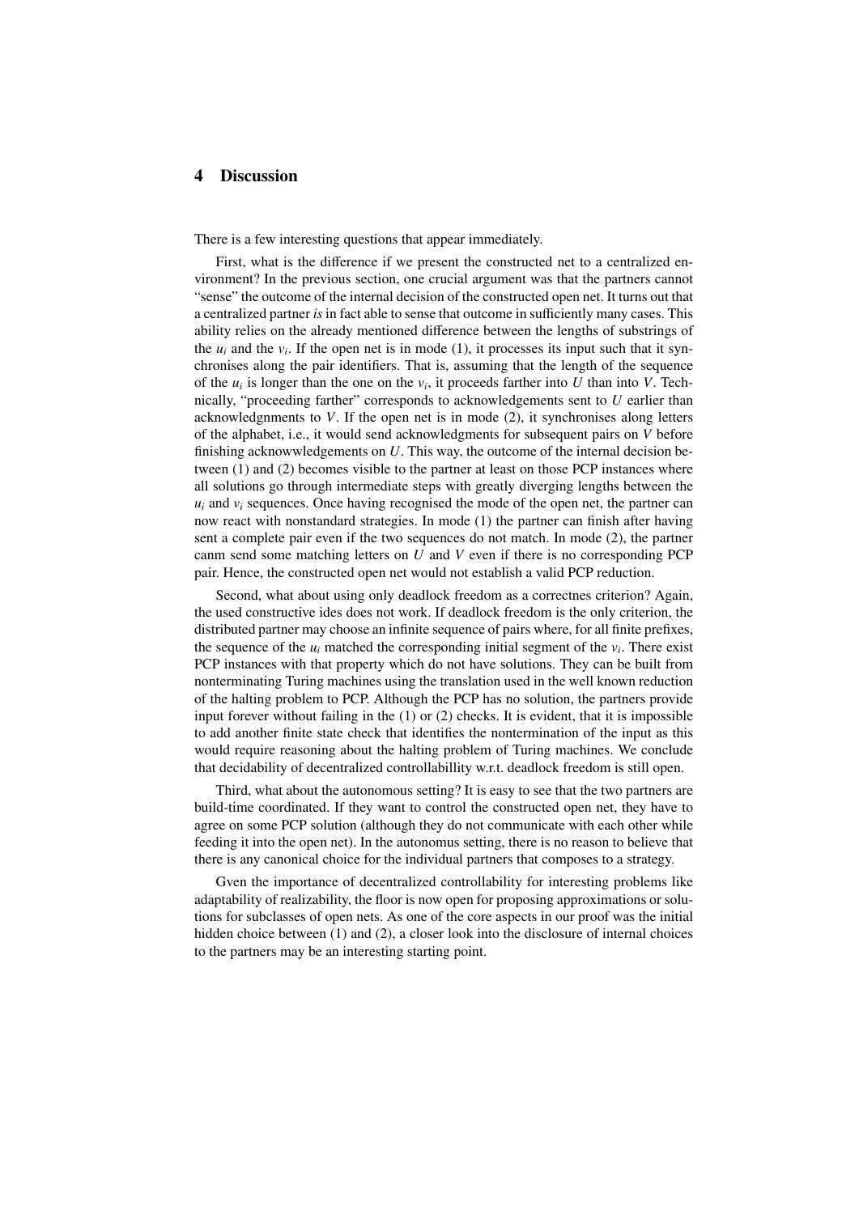## 4 Discussion

There is a few interesting questions that appear immediately.

First, what is the difference if we present the constructed net to a centralized environment? In the previous section, one crucial argument was that the partners cannot "sense" the outcome of the internal decision of the constructed open net. It turns out that a centralized partner *is* in fact able to sense that outcome in sufficiently many cases. This ability relies on the already mentioned difference between the lengths of substrings of the $u_i$ and the $v_i$. If the open net is in mode (1), it processes its input such that it synchronises along the pair identifiers. That is, assuming that the length of the sequence of the $u_i$ is longer than the one on the $v_i$, it proceeds farther into $U$ than into $V$. Technically, "proceeding farther" corresponds to acknowledgements sent to $U$ earlier than acknowledgnments to $V$. If the open net is in mode (2), it synchronises along letters of the alphabet, i.e., it would send acknowledgments for subsequent pairs on $V$ before finishing acknowwledgements on $U$. This way, the outcome of the internal decision between (1) and (2) becomes visible to the partner at least on those PCP instances where all solutions go through intermediate steps with greatly diverging lengths between the $u_i$ and $v_i$ sequences. Once having recognised the mode of the open net, the partner can now react with nonstandard strategies. In mode (1) the partner can finish after having sent a complete pair even if the two sequences do not match. In mode (2), the partner canm send some matching letters on $U$ and $V$ even if there is no corresponding PCP pair. Hence, the constructed open net would not establish a valid PCP reduction.

Second, what about using only deadlock freedom as a correctnes criterion? Again, the used constructive ides does not work. If deadlock freedom is the only criterion, the distributed partner may choose an infinite sequence of pairs where, for all finite prefixes, the sequence of the $u_i$ matched the corresponding initial segment of the $v_i$. There exist PCP instances with that property which do not have solutions. They can be built from nonterminating Turing machines using the translation used in the well known reduction of the halting problem to PCP. Although the PCP has no solution, the partners provide input forever without failing in the (1) or (2) checks. It is evident, that it is impossible to add another finite state check that identifies the nontermination of the input as this would require reasoning about the halting problem of Turing machines. We conclude that decidability of decentralized controllabillity w.r.t. deadlock freedom is still open.

Third, what about the autonomous setting? It is easy to see that the two partners are build-time coordinated. If they want to control the constructed open net, they have to agree on some PCP solution (although they do not communicate with each other while feeding it into the open net). In the autonomus setting, there is no reason to believe that there is any canonical choice for the individual partners that composes to a strategy.

Gven the importance of decentralized controllability for interesting problems like adaptability of realizability, the floor is now open for proposing approximations or solutions for subclasses of open nets. As one of the core aspects in our proof was the initial hidden choice between (1) and (2), a closer look into the disclosure of internal choices to the partners may be an interesting starting point.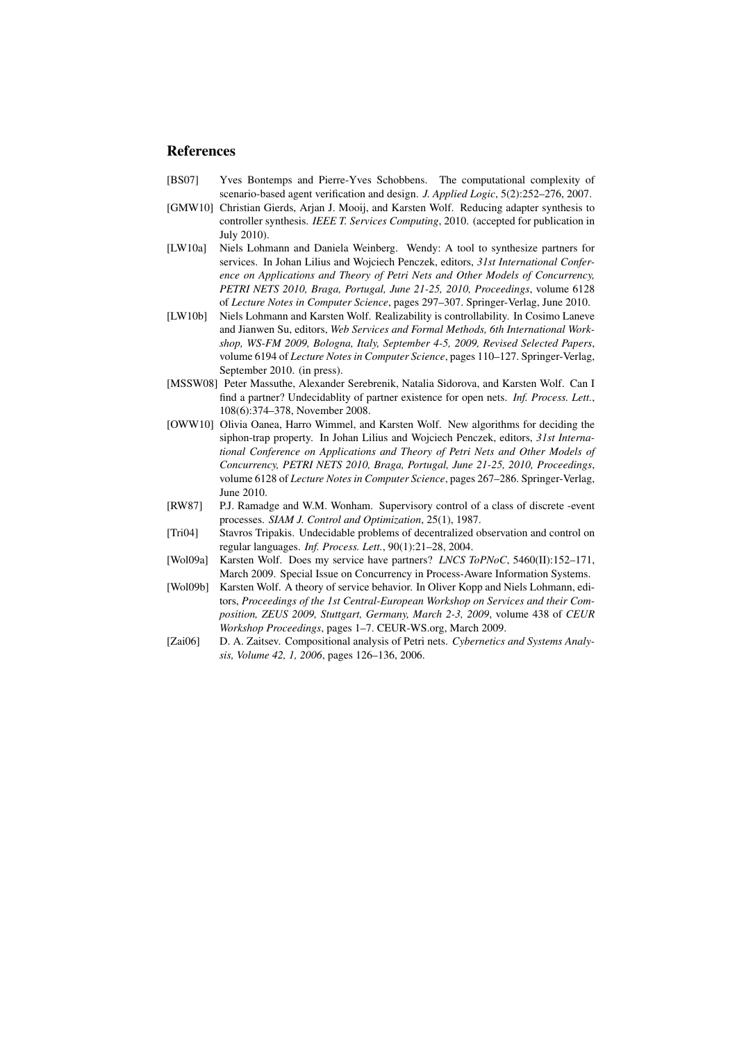## References

[BS07] Yves Bontemps and Pierre-Yves Schobbens. The computational complexity of scenario-based agent verification and design. *J. Applied Logic*, 5(2):252–276, 2007.

[GMW10] Christian Gierds, Arjan J. Mooij, and Karsten Wolf. Reducing adapter synthesis to controller synthesis. *IEEE T. Services Computing*, 2010. (accepted for publication in July 2010).

[LW10a] Niels Lohmann and Daniela Weinberg. Wendy: A tool to synthesize partners for services. In Johan Lilius and Wojciech Penczek, editors, *31st International Conference on Applications and Theory of Petri Nets and Other Models of Concurrency, PETRI NETS 2010, Braga, Portugal, June 21-25, 2010, Proceedings*, volume 6128 of *Lecture Notes in Computer Science*, pages 297–307. Springer-Verlag, June 2010.

[LW10b] Niels Lohmann and Karsten Wolf. Realizability is controllability. In Cosimo Laneve and Jianwen Su, editors, *Web Services and Formal Methods, 6th International Workshop, WS-FM 2009, Bologna, Italy, September 4-5, 2009, Revised Selected Papers*, volume 6194 of *Lecture Notes in Computer Science*, pages 110–127. Springer-Verlag, September 2010. (in press).

[MSSW08] Peter Massuthe, Alexander Serebrenik, Natalia Sidorova, and Karsten Wolf. Can I find a partner? Undecidablity of partner existence for open nets. *Inf. Process. Lett.*, 108(6):374–378, November 2008.

[OWW10] Olivia Oanea, Harro Wimmel, and Karsten Wolf. New algorithms for deciding the siphon-trap property. In Johan Lilius and Wojciech Penczek, editors, *31st International Conference on Applications and Theory of Petri Nets and Other Models of Concurrency, PETRI NETS 2010, Braga, Portugal, June 21-25, 2010, Proceedings*, volume 6128 of *Lecture Notes in Computer Science*, pages 267–286. Springer-Verlag, June 2010.

[RW87] P.J. Ramadge and W.M. Wonham. Supervisory control of a class of discrete -event processes. *SIAM J. Control and Optimization*, 25(1), 1987.

[Tri04] Stavros Tripakis. Undecidable problems of decentralized observation and control on regular languages. *Inf. Process. Lett.*, 90(1):21–28, 2004.

[Wol09a] Karsten Wolf. Does my service have partners? *LNCS ToPNoC*, 5460(II):152–171, March 2009. Special Issue on Concurrency in Process-Aware Information Systems.

[Wol09b] Karsten Wolf. A theory of service behavior. In Oliver Kopp and Niels Lohmann, editors, *Proceedings of the 1st Central-European Workshop on Services and their Composition, ZEUS 2009, Stuttgart, Germany, March 2-3, 2009*, volume 438 of *CEUR Workshop Proceedings*, pages 1–7. CEUR-WS.org, March 2009.

[Zai06] D. A. Zaitsev. Compositional analysis of Petri nets. *Cybernetics and Systems Analysis, Volume 42, 1, 2006*, pages 126–136, 2006.